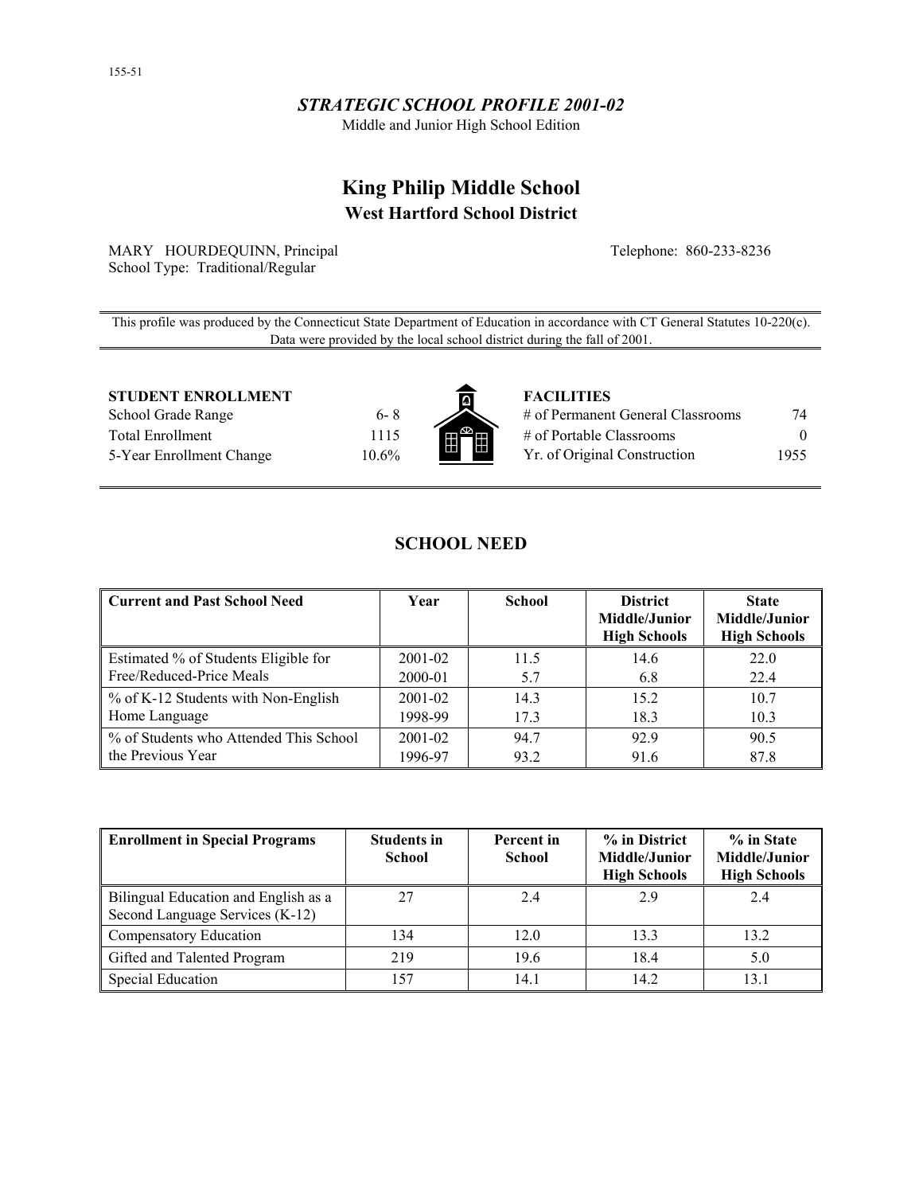155-51

***STRATEGIC SCHOOL PROFILE 2001-02***

Middle and Junior High School Edition

# King Philip Middle School

## West Hartford School District

MARY HOURDEQUINN, Principal  
School Type: Traditional/Regular

Telephone: 860-233-8236

This profile was produced by the Connecticut State Department of Education in accordance with CT General Statutes 10-220(c). Data were provided by the local school district during the fall of 2001.

**STUDENT ENROLLMENT**

| | |
|---|---|
| School Grade Range | 6- 8 |
| Total Enrollment | 1115 |
| 5-Year Enrollment Change | 10.6% |

**FACILITIES**

| | |
|---|---|
| # of Permanent General Classrooms | 74 |
| # of Portable Classrooms | 0 |
| Yr. of Original Construction | 1955 |

## SCHOOL NEED

| Current and Past School Need | Year | School | District Middle/Junior High Schools | State Middle/Junior High Schools |
|---|---|---|---|---|
| Estimated % of Students Eligible for Free/Reduced-Price Meals | 2001-02 | 11.5 | 14.6 | 22.0 |
| | 2000-01 | 5.7 | 6.8 | 22.4 |
| % of K-12 Students with Non-English Home Language | 2001-02 | 14.3 | 15.2 | 10.7 |
| | 1998-99 | 17.3 | 18.3 | 10.3 |
| % of Students who Attended This School the Previous Year | 2001-02 | 94.7 | 92.9 | 90.5 |
| | 1996-97 | 93.2 | 91.6 | 87.8 |

| Enrollment in Special Programs | Students in School | Percent in School | % in District Middle/Junior High Schools | % in State Middle/Junior High Schools |
|---|---|---|---|---|
| Bilingual Education and English as a Second Language Services (K-12) | 27 | 2.4 | 2.9 | 2.4 |
| Compensatory Education | 134 | 12.0 | 13.3 | 13.2 |
| Gifted and Talented Program | 219 | 19.6 | 18.4 | 5.0 |
| Special Education | 157 | 14.1 | 14.2 | 13.1 |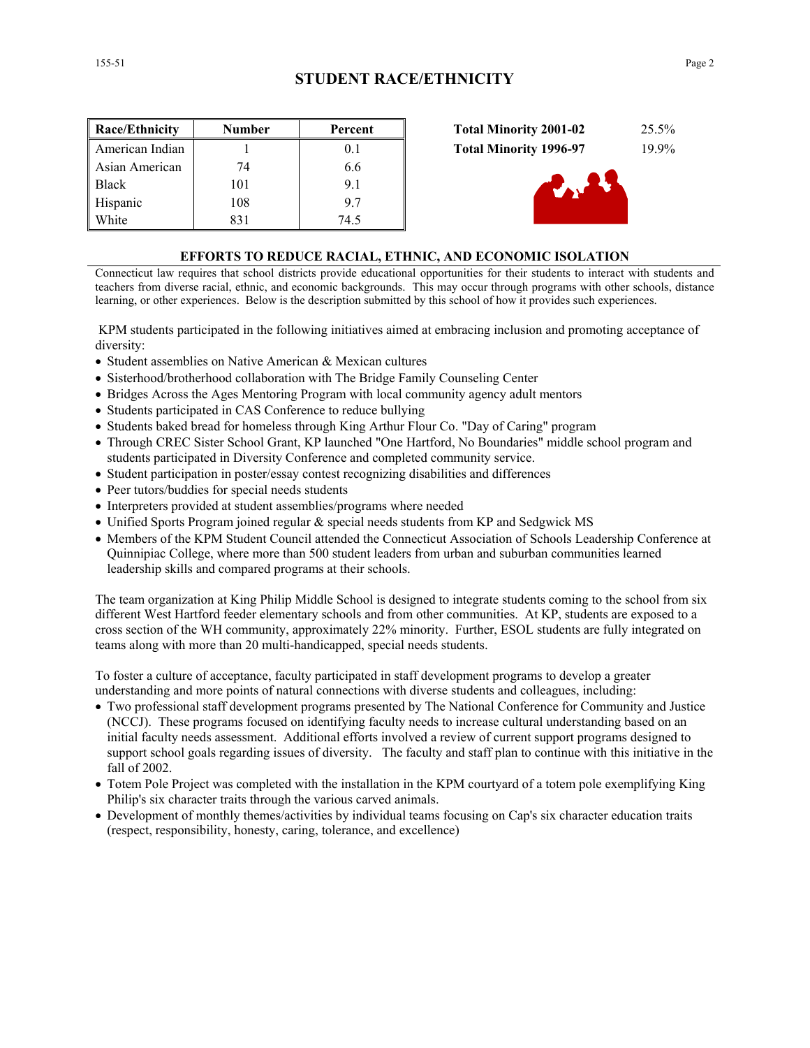## STUDENT RACE/ETHNICITY

| Race/Ethnicity | Number | Percent |
|---|---|---|
| American Indian | 1 | 0.1 |
| Asian American | 74 | 6.6 |
| Black | 101 | 9.1 |
| Hispanic | 108 | 9.7 |
| White | 831 | 74.5 |

| | |
|---|---|
| **Total Minority 2001-02** | 25.5% |
| **Total Minority 1996-97** | 19.9% |

### EFFORTS TO REDUCE RACIAL, ETHNIC, AND ECONOMIC ISOLATION

Connecticut law requires that school districts provide educational opportunities for their students to interact with students and teachers from diverse racial, ethnic, and economic backgrounds. This may occur through programs with other schools, distance learning, or other experiences. Below is the description submitted by this school of how it provides such experiences.

KPM students participated in the following initiatives aimed at embracing inclusion and promoting acceptance of diversity:

- Student assemblies on Native American & Mexican cultures
- Sisterhood/brotherhood collaboration with The Bridge Family Counseling Center
- Bridges Across the Ages Mentoring Program with local community agency adult mentors
- Students participated in CAS Conference to reduce bullying
- Students baked bread for homeless through King Arthur Flour Co. "Day of Caring" program
- Through CREC Sister School Grant, KP launched "One Hartford, No Boundaries" middle school program and students participated in Diversity Conference and completed community service.
- Student participation in poster/essay contest recognizing disabilities and differences
- Peer tutors/buddies for special needs students
- Interpreters provided at student assemblies/programs where needed
- Unified Sports Program joined regular & special needs students from KP and Sedgwick MS
- Members of the KPM Student Council attended the Connecticut Association of Schools Leadership Conference at Quinnipiac College, where more than 500 student leaders from urban and suburban communities learned leadership skills and compared programs at their schools.

The team organization at King Philip Middle School is designed to integrate students coming to the school from six different West Hartford feeder elementary schools and from other communities. At KP, students are exposed to a cross section of the WH community, approximately 22% minority. Further, ESOL students are fully integrated on teams along with more than 20 multi-handicapped, special needs students.

To foster a culture of acceptance, faculty participated in staff development programs to develop a greater understanding and more points of natural connections with diverse students and colleagues, including:

- Two professional staff development programs presented by The National Conference for Community and Justice (NCCJ). These programs focused on identifying faculty needs to increase cultural understanding based on an initial faculty needs assessment. Additional efforts involved a review of current support programs designed to support school goals regarding issues of diversity. The faculty and staff plan to continue with this initiative in the fall of 2002.
- Totem Pole Project was completed with the installation in the KPM courtyard of a totem pole exemplifying King Philip's six character traits through the various carved animals.
- Development of monthly themes/activities by individual teams focusing on Cap's six character education traits (respect, responsibility, honesty, caring, tolerance, and excellence)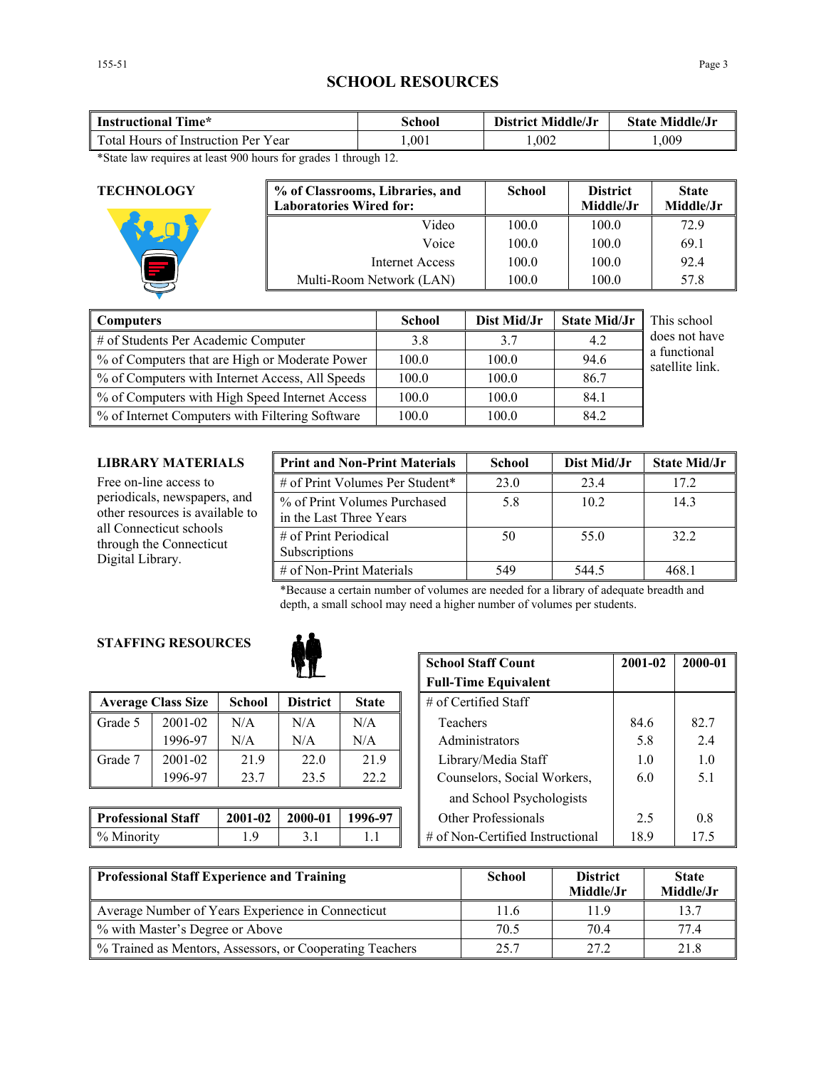# SCHOOL RESOURCES

| Instructional Time* | School | District Middle/Jr | State Middle/Jr |
|---|---|---|---|
| Total Hours of Instruction Per Year | 1,001 | 1,002 | 1,009 |

*State law requires at least 900 hours for grades 1 through 12.

## TECHNOLOGY

| % of Classrooms, Libraries, and Laboratories Wired for: | School | District Middle/Jr | State Middle/Jr |
|---|---|---|---|
| Video | 100.0 | 100.0 | 72.9 |
| Voice | 100.0 | 100.0 | 69.1 |
| Internet Access | 100.0 | 100.0 | 92.4 |
| Multi-Room Network (LAN) | 100.0 | 100.0 | 57.8 |

| Computers | School | Dist Mid/Jr | State Mid/Jr |
|---|---|---|---|
| # of Students Per Academic Computer | 3.8 | 3.7 | 4.2 |
| % of Computers that are High or Moderate Power | 100.0 | 100.0 | 94.6 |
| % of Computers with Internet Access, All Speeds | 100.0 | 100.0 | 86.7 |
| % of Computers with High Speed Internet Access | 100.0 | 100.0 | 84.1 |
| % of Internet Computers with Filtering Software | 100.0 | 100.0 | 84.2 |

This school does not have a functional satellite link.

## LIBRARY MATERIALS

Free on-line access to periodicals, newspapers, and other resources is available to all Connecticut schools through the Connecticut Digital Library.

| Print and Non-Print Materials | School | Dist Mid/Jr | State Mid/Jr |
|---|---|---|---|
| # of Print Volumes Per Student* | 23.0 | 23.4 | 17.2 |
| % of Print Volumes Purchased in the Last Three Years | 5.8 | 10.2 | 14.3 |
| # of Print Periodical Subscriptions | 50 | 55.0 | 32.2 |
| # of Non-Print Materials | 549 | 544.5 | 468.1 |

*Because a certain number of volumes are needed for a library of adequate breadth and depth, a small school may need a higher number of volumes per students.

## STAFFING RESOURCES

| Average Class Size | | School | District | State |
|---|---|---|---|---|
| Grade 5 | 2001-02 | N/A | N/A | N/A |
| | 1996-97 | N/A | N/A | N/A |
| Grade 7 | 2001-02 | 21.9 | 22.0 | 21.9 |
| | 1996-97 | 23.7 | 23.5 | 22.2 |

| Professional Staff | 2001-02 | 2000-01 | 1996-97 |
|---|---|---|---|
| % Minority | 1.9 | 3.1 | 1.1 |

| School Staff Count Full-Time Equivalent | 2001-02 | 2000-01 |
|---|---|---|
| # of Certified Staff | | |
| Teachers | 84.6 | 82.7 |
| Administrators | 5.8 | 2.4 |
| Library/Media Staff | 1.0 | 1.0 |
| Counselors, Social Workers, and School Psychologists | 6.0 | 5.1 |
| Other Professionals | 2.5 | 0.8 |
| # of Non-Certified Instructional | 18.9 | 17.5 |

| Professional Staff Experience and Training | School | District Middle/Jr | State Middle/Jr |
|---|---|---|---|
| Average Number of Years Experience in Connecticut | 11.6 | 11.9 | 13.7 |
| % with Master's Degree or Above | 70.5 | 70.4 | 77.4 |
| % Trained as Mentors, Assessors, or Cooperating Teachers | 25.7 | 27.2 | 21.8 |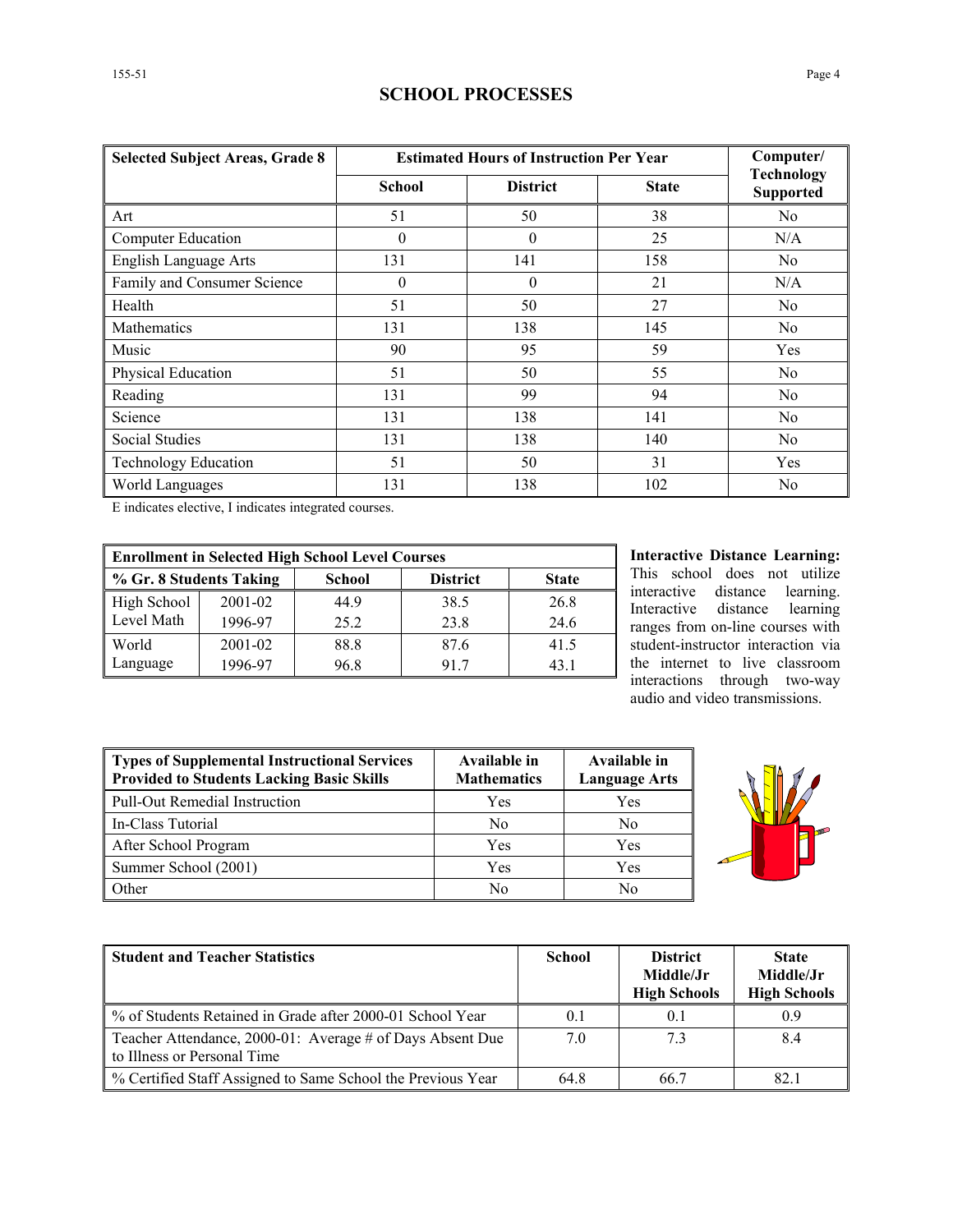## SCHOOL PROCESSES

| Selected Subject Areas, Grade 8 | Estimated Hours of Instruction Per Year | | | Computer/ Technology Supported |
|---|---|---|---|---|
| | School | District | State | |
| Art | 51 | 50 | 38 | No |
| Computer Education | 0 | 0 | 25 | N/A |
| English Language Arts | 131 | 141 | 158 | No |
| Family and Consumer Science | 0 | 0 | 21 | N/A |
| Health | 51 | 50 | 27 | No |
| Mathematics | 131 | 138 | 145 | No |
| Music | 90 | 95 | 59 | Yes |
| Physical Education | 51 | 50 | 55 | No |
| Reading | 131 | 99 | 94 | No |
| Science | 131 | 138 | 141 | No |
| Social Studies | 131 | 138 | 140 | No |
| Technology Education | 51 | 50 | 31 | Yes |
| World Languages | 131 | 138 | 102 | No |

E indicates elective, I indicates integrated courses.

| Enrollment in Selected High School Level Courses | | | | |
|---|---|---|---|---|
| % Gr. 8 Students Taking | | School | District | State |
| High School Level Math | 2001-02 | 44.9 | 38.5 | 26.8 |
| | 1996-97 | 25.2 | 23.8 | 24.6 |
| World Language | 2001-02 | 88.8 | 87.6 | 41.5 |
| | 1996-97 | 96.8 | 91.7 | 43.1 |

**Interactive Distance Learning:** This school does not utilize interactive distance learning. Interactive distance learning ranges from on-line courses with student-instructor interaction via the internet to live classroom interactions through two-way audio and video transmissions.

| Types of Supplemental Instructional Services Provided to Students Lacking Basic Skills | Available in Mathematics | Available in Language Arts |
|---|---|---|
| Pull-Out Remedial Instruction | Yes | Yes |
| In-Class Tutorial | No | No |
| After School Program | Yes | Yes |
| Summer School (2001) | Yes | Yes |
| Other | No | No |

| Student and Teacher Statistics | School | District Middle/Jr High Schools | State Middle/Jr High Schools |
|---|---|---|---|
| % of Students Retained in Grade after 2000-01 School Year | 0.1 | 0.1 | 0.9 |
| Teacher Attendance, 2000-01: Average # of Days Absent Due to Illness or Personal Time | 7.0 | 7.3 | 8.4 |
| % Certified Staff Assigned to Same School the Previous Year | 64.8 | 66.7 | 82.1 |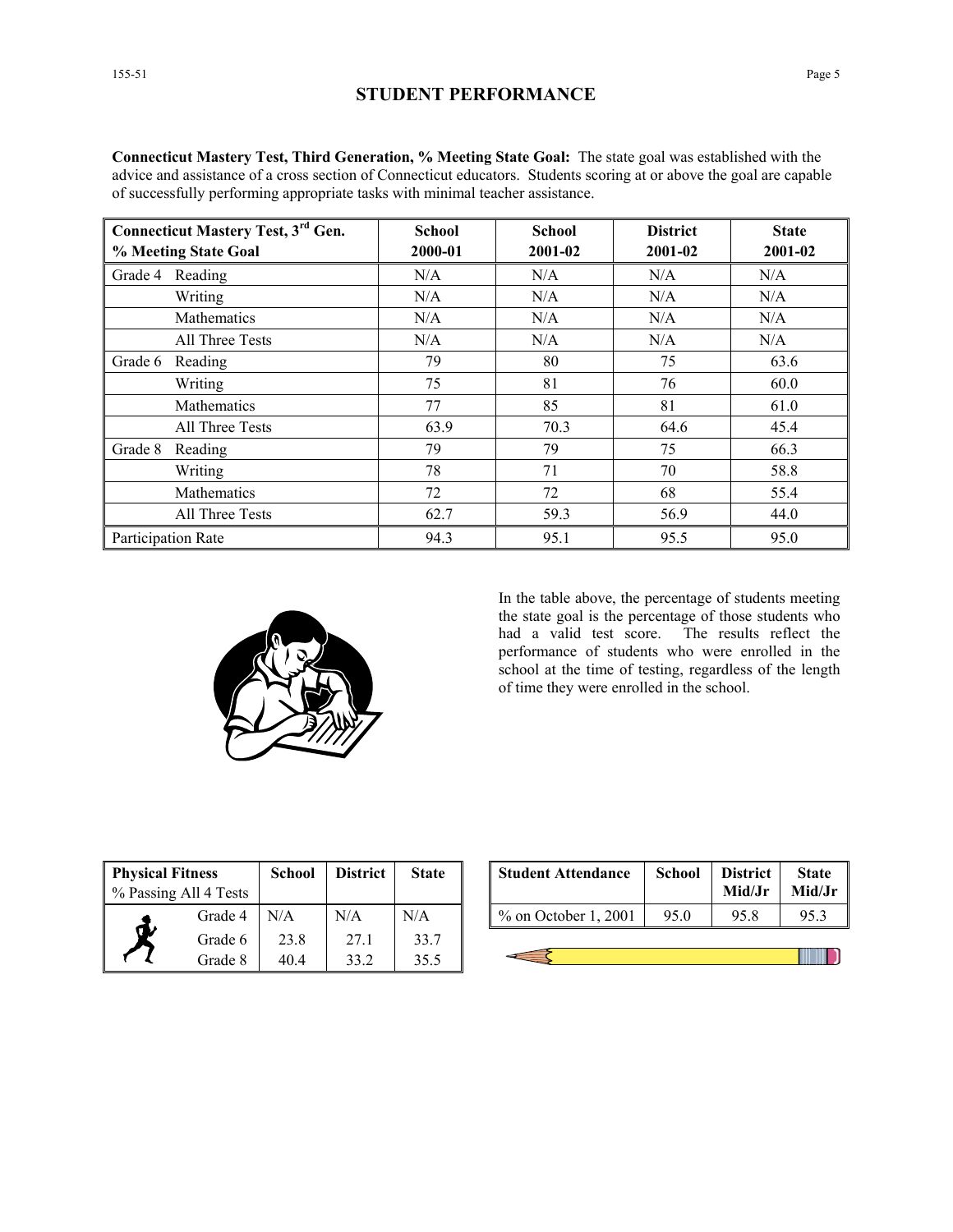# STUDENT PERFORMANCE

**Connecticut Mastery Test, Third Generation, % Meeting State Goal:** The state goal was established with the advice and assistance of a cross section of Connecticut educators. Students scoring at or above the goal are capable of successfully performing appropriate tasks with minimal teacher assistance.

| Connecticut Mastery Test, 3rd Gen. % Meeting State Goal | | School 2000-01 | School 2001-02 | District 2001-02 | State 2001-02 |
|---|---|---|---|---|---|
| Grade 4 | Reading | N/A | N/A | N/A | N/A |
| | Writing | N/A | N/A | N/A | N/A |
| | Mathematics | N/A | N/A | N/A | N/A |
| | All Three Tests | N/A | N/A | N/A | N/A |
| Grade 6 | Reading | 79 | 80 | 75 | 63.6 |
| | Writing | 75 | 81 | 76 | 60.0 |
| | Mathematics | 77 | 85 | 81 | 61.0 |
| | All Three Tests | 63.9 | 70.3 | 64.6 | 45.4 |
| Grade 8 | Reading | 79 | 79 | 75 | 66.3 |
| | Writing | 78 | 71 | 70 | 58.8 |
| | Mathematics | 72 | 72 | 68 | 55.4 |
| | All Three Tests | 62.7 | 59.3 | 56.9 | 44.0 |
| Participation Rate | | 94.3 | 95.1 | 95.5 | 95.0 |

In the table above, the percentage of students meeting the state goal is the percentage of those students who had a valid test score. The results reflect the performance of students who were enrolled in the school at the time of testing, regardless of the length of time they were enrolled in the school.

| Physical Fitness % Passing All 4 Tests | School | District | State |
|---|---|---|---|
| Grade 4 | N/A | N/A | N/A |
| Grade 6 | 23.8 | 27.1 | 33.7 |
| Grade 8 | 40.4 | 33.2 | 35.5 |

| Student Attendance | School | District Mid/Jr | State Mid/Jr |
|---|---|---|---|
| % on October 1, 2001 | 95.0 | 95.8 | 95.3 |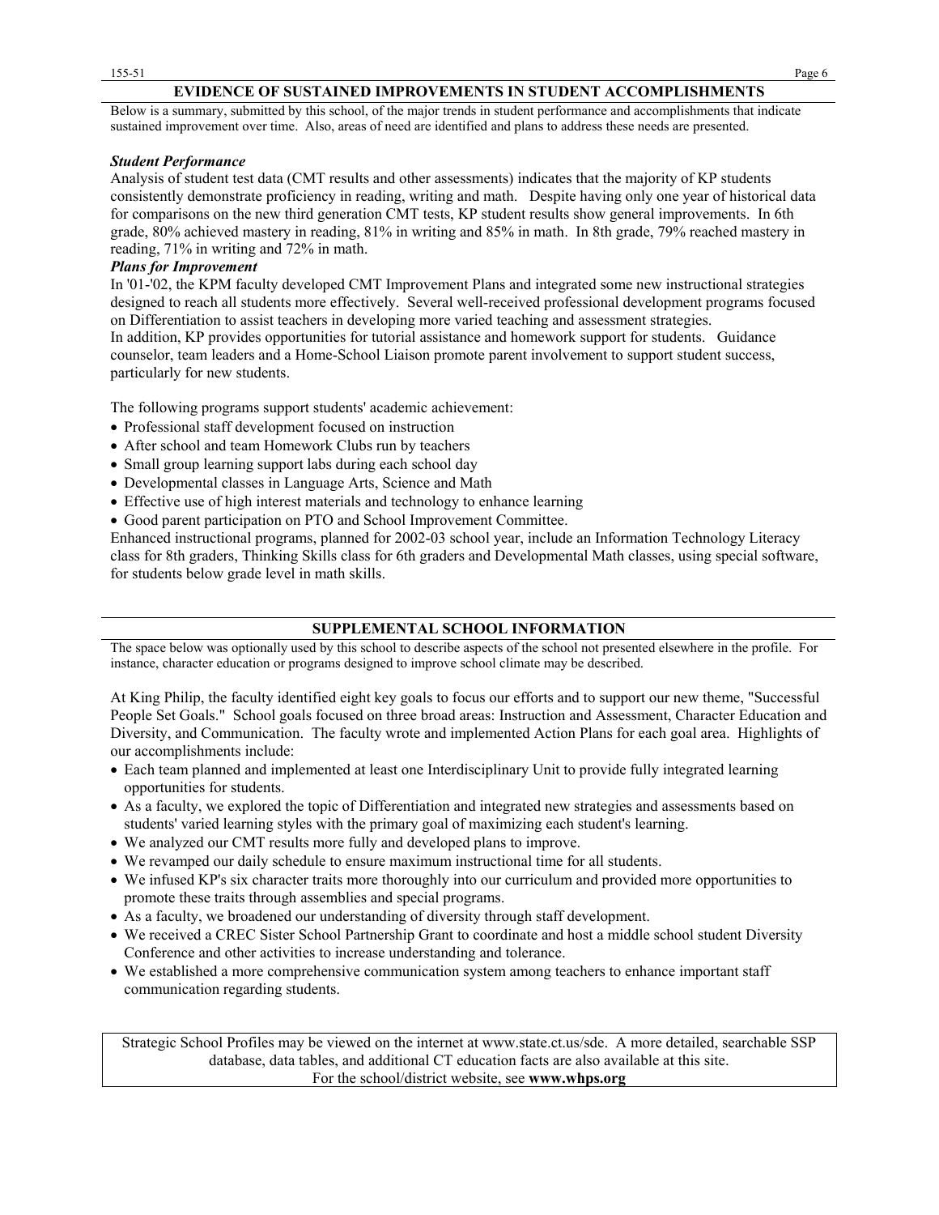## EVIDENCE OF SUSTAINED IMPROVEMENTS IN STUDENT ACCOMPLISHMENTS

Below is a summary, submitted by this school, of the major trends in student performance and accomplishments that indicate sustained improvement over time. Also, areas of need are identified and plans to address these needs are presented.

***Student Performance***

Analysis of student test data (CMT results and other assessments) indicates that the majority of KP students consistently demonstrate proficiency in reading, writing and math. Despite having only one year of historical data for comparisons on the new third generation CMT tests, KP student results show general improvements. In 6th grade, 80% achieved mastery in reading, 81% in writing and 85% in math. In 8th grade, 79% reached mastery in reading, 71% in writing and 72% in math.

***Plans for Improvement***

In '01-'02, the KPM faculty developed CMT Improvement Plans and integrated some new instructional strategies designed to reach all students more effectively. Several well-received professional development programs focused on Differentiation to assist teachers in developing more varied teaching and assessment strategies.
In addition, KP provides opportunities for tutorial assistance and homework support for students. Guidance counselor, team leaders and a Home-School Liaison promote parent involvement to support student success, particularly for new students.

The following programs support students' academic achievement:

- Professional staff development focused on instruction
- After school and team Homework Clubs run by teachers
- Small group learning support labs during each school day
- Developmental classes in Language Arts, Science and Math
- Effective use of high interest materials and technology to enhance learning
- Good parent participation on PTO and School Improvement Committee.

Enhanced instructional programs, planned for 2002-03 school year, include an Information Technology Literacy class for 8th graders, Thinking Skills class for 6th graders and Developmental Math classes, using special software, for students below grade level in math skills.

## SUPPLEMENTAL SCHOOL INFORMATION

The space below was optionally used by this school to describe aspects of the school not presented elsewhere in the profile. For instance, character education or programs designed to improve school climate may be described.

At King Philip, the faculty identified eight key goals to focus our efforts and to support our new theme, "Successful People Set Goals." School goals focused on three broad areas: Instruction and Assessment, Character Education and Diversity, and Communication. The faculty wrote and implemented Action Plans for each goal area. Highlights of our accomplishments include:

- Each team planned and implemented at least one Interdisciplinary Unit to provide fully integrated learning opportunities for students.
- As a faculty, we explored the topic of Differentiation and integrated new strategies and assessments based on students' varied learning styles with the primary goal of maximizing each student's learning.
- We analyzed our CMT results more fully and developed plans to improve.
- We revamped our daily schedule to ensure maximum instructional time for all students.
- We infused KP's six character traits more thoroughly into our curriculum and provided more opportunities to promote these traits through assemblies and special programs.
- As a faculty, we broadened our understanding of diversity through staff development.
- We received a CREC Sister School Partnership Grant to coordinate and host a middle school student Diversity Conference and other activities to increase understanding and tolerance.
- We established a more comprehensive communication system among teachers to enhance important staff communication regarding students.

Strategic School Profiles may be viewed on the internet at www.state.ct.us/sde. A more detailed, searchable SSP database, data tables, and additional CT education facts are also available at this site.
For the school/district website, see **www.whps.org**